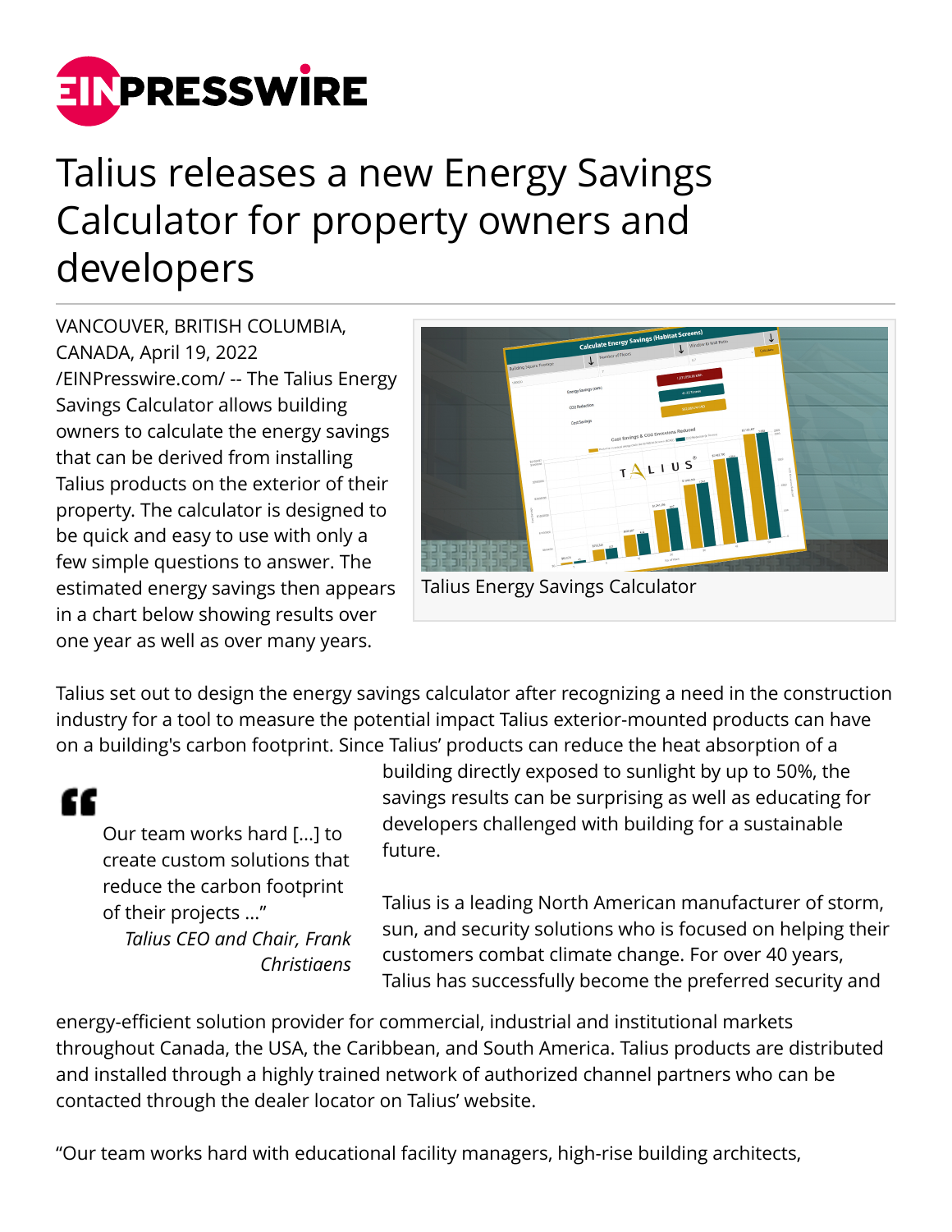# Talius releases a new Energy Savings Calculator for property owners and developers

VANCOUVER, BRITISH COLUMBIA, CANADA, April 19, 2022 /EINPresswire.com/ -- The Talius Energy Savings Calculator allows building owners to calculate the energy savings that can be derived from installing Talius products on the exterior of their property. The calculator is designed to be quick and easy to use with only a few simple questions to answer. The estimated energy savings then appears in a chart below showing results over one year as well as over many years.

Talius Energy Savings Calculator

Talius set out to design the energy savings calculator after recognizing a need in the construction industry for a tool to measure the potential impact Talius exterior-mounted products can have on a building's carbon footprint. Since Talius' products can reduce the heat absorption of a building directly exposed to sunlight by up to 50%, the savings results can be surprising as well as educating for developers challenged with building for a sustainable future.

> Our team works hard [...] to create custom solutions that reduce the carbon footprint of their projects ..."
>
> *Talius CEO and Chair, Frank Christiaens*

Talius is a leading North American manufacturer of storm, sun, and security solutions who is focused on helping their customers combat climate change. For over 40 years, Talius has successfully become the preferred security and energy-efficient solution provider for commercial, industrial and institutional markets throughout Canada, the USA, the Caribbean, and South America. Talius products are distributed and installed through a highly trained network of authorized channel partners who can be contacted through the dealer locator on Talius' website.

"Our team works hard with educational facility managers, high-rise building architects,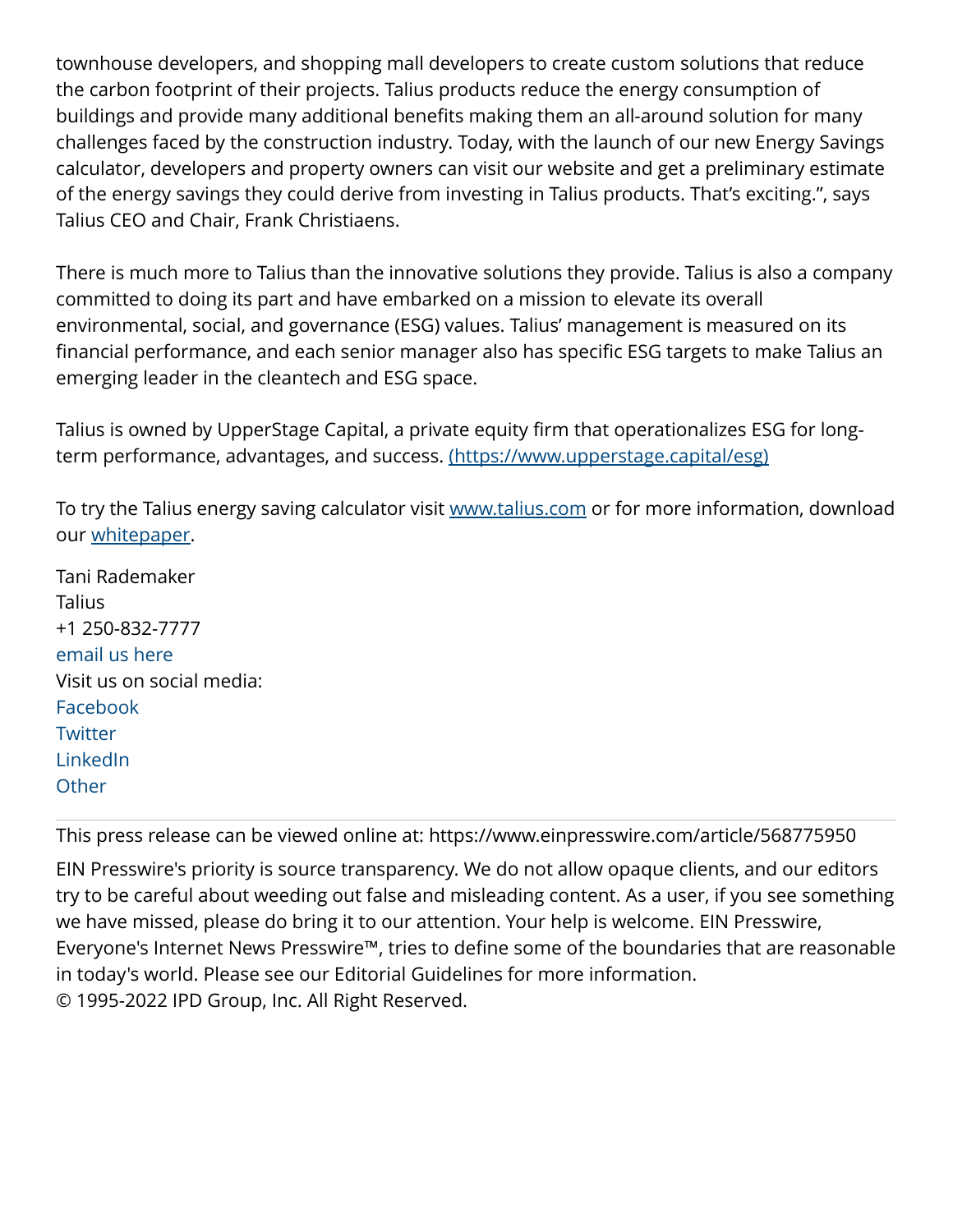townhouse developers, and shopping mall developers to create custom solutions that reduce the carbon footprint of their projects. Talius products reduce the energy consumption of buildings and provide many additional benefits making them an all-around solution for many challenges faced by the construction industry. Today, with the launch of our new Energy Savings calculator, developers and property owners can visit our website and get a preliminary estimate of the energy savings they could derive from investing in Talius products. That's exciting.", says Talius CEO and Chair, Frank Christiaens.

There is much more to Talius than the innovative solutions they provide. Talius is also a company committed to doing its part and have embarked on a mission to elevate its overall environmental, social, and governance (ESG) values. Talius' management is measured on its financial performance, and each senior manager also has specific ESG targets to make Talius an emerging leader in the cleantech and ESG space.

Talius is owned by UpperStage Capital, a private equity firm that operationalizes ESG for long-term performance, advantages, and success. (https://www.upperstage.capital/esg)

To try the Talius energy saving calculator visit www.talius.com or for more information, download our whitepaper.

Tani Rademaker
Talius
+1 250-832-7777
email us here
Visit us on social media:
Facebook
Twitter
LinkedIn
Other

---

This press release can be viewed online at: https://www.einpresswire.com/article/568775950

EIN Presswire's priority is source transparency. We do not allow opaque clients, and our editors try to be careful about weeding out false and misleading content. As a user, if you see something we have missed, please do bring it to our attention. Your help is welcome. EIN Presswire, Everyone's Internet News Presswire™, tries to define some of the boundaries that are reasonable in today's world. Please see our Editorial Guidelines for more information.
© 1995-2022 IPD Group, Inc. All Right Reserved.